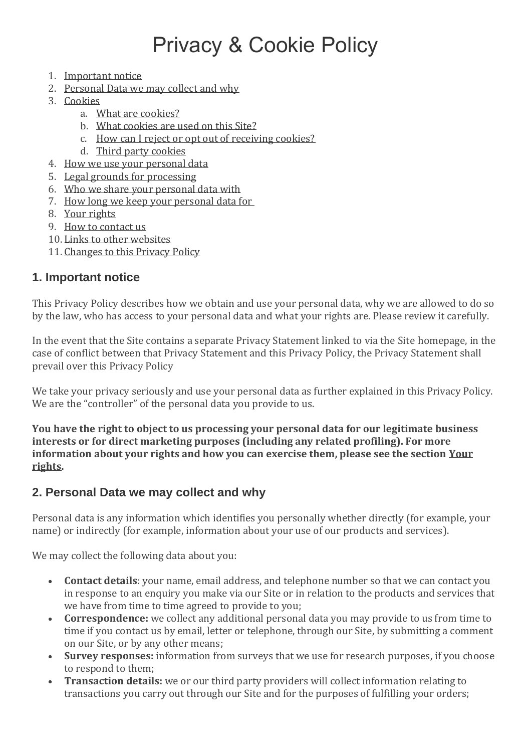# Privacy & Cookie Policy

1. Important notice
2. Personal Data we may collect and why
3. Cookies
   a. What are cookies?
   b. What cookies are used on this Site?
   c. How can I reject or opt out of receiving cookies?
   d. Third party cookies
4. How we use your personal data
5. Legal grounds for processing
6. Who we share your personal data with
7. How long we keep your personal data for
8. Your rights
9. How to contact us
10. Links to other websites
11. Changes to this Privacy Policy

## 1. Important notice

This Privacy Policy describes how we obtain and use your personal data, why we are allowed to do so by the law, who has access to your personal data and what your rights are. Please review it carefully.

In the event that the Site contains a separate Privacy Statement linked to via the Site homepage, in the case of conflict between that Privacy Statement and this Privacy Policy, the Privacy Statement shall prevail over this Privacy Policy

We take your privacy seriously and use your personal data as further explained in this Privacy Policy. We are the "controller" of the personal data you provide to us.

**You have the right to object to us processing your personal data for our legitimate business interests or for direct marketing purposes (including any related profiling). For more information about your rights and how you can exercise them, please see the section Your rights.**

## 2. Personal Data we may collect and why

Personal data is any information which identifies you personally whether directly (for example, your name) or indirectly (for example, information about your use of our products and services).

We may collect the following data about you:

- **Contact details**: your name, email address, and telephone number so that we can contact you in response to an enquiry you make via our Site or in relation to the products and services that we have from time to time agreed to provide to you;
- **Correspondence:** we collect any additional personal data you may provide to us from time to time if you contact us by email, letter or telephone, through our Site, by submitting a comment on our Site, or by any other means;
- **Survey responses:** information from surveys that we use for research purposes, if you choose to respond to them;
- **Transaction details:** we or our third party providers will collect information relating to transactions you carry out through our Site and for the purposes of fulfilling your orders;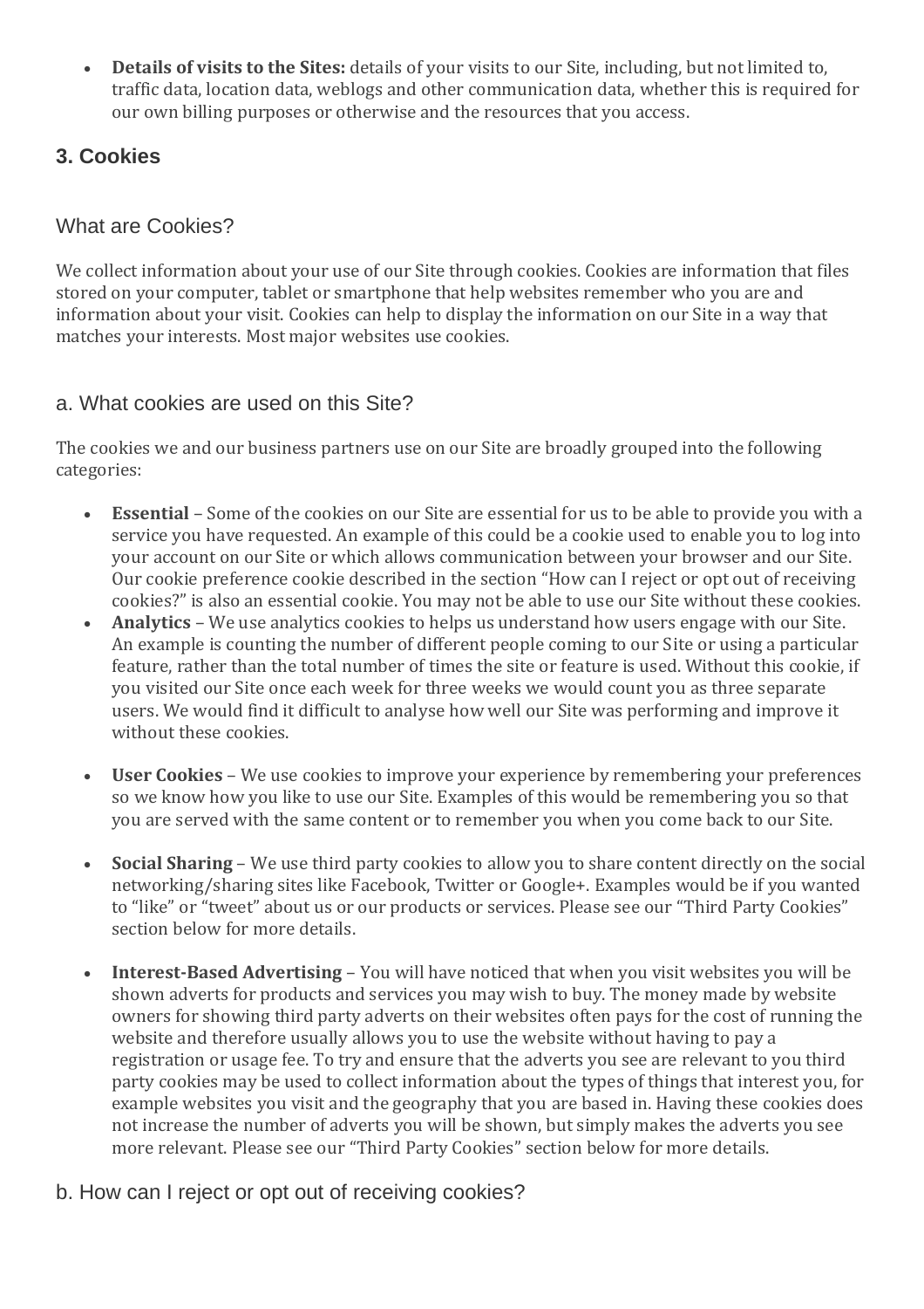- **Details of visits to the Sites:** details of your visits to our Site, including, but not limited to, traffic data, location data, weblogs and other communication data, whether this is required for our own billing purposes or otherwise and the resources that you access.

## 3. Cookies

### What are Cookies?

We collect information about your use of our Site through cookies. Cookies are information that files stored on your computer, tablet or smartphone that help websites remember who you are and information about your visit. Cookies can help to display the information on our Site in a way that matches your interests. Most major websites use cookies.

### a. What cookies are used on this Site?

The cookies we and our business partners use on our Site are broadly grouped into the following categories:

- **Essential** – Some of the cookies on our Site are essential for us to be able to provide you with a service you have requested. An example of this could be a cookie used to enable you to log into your account on our Site or which allows communication between your browser and our Site. Our cookie preference cookie described in the section "How can I reject or opt out of receiving cookies?" is also an essential cookie. You may not be able to use our Site without these cookies.
- **Analytics** – We use analytics cookies to helps us understand how users engage with our Site. An example is counting the number of different people coming to our Site or using a particular feature, rather than the total number of times the site or feature is used. Without this cookie, if you visited our Site once each week for three weeks we would count you as three separate users. We would find it difficult to analyse how well our Site was performing and improve it without these cookies.
- **User Cookies** – We use cookies to improve your experience by remembering your preferences so we know how you like to use our Site. Examples of this would be remembering you so that you are served with the same content or to remember you when you come back to our Site.
- **Social Sharing** – We use third party cookies to allow you to share content directly on the social networking/sharing sites like Facebook, Twitter or Google+. Examples would be if you wanted to "like" or "tweet" about us or our products or services. Please see our "Third Party Cookies" section below for more details.
- **Interest-Based Advertising** – You will have noticed that when you visit websites you will be shown adverts for products and services you may wish to buy. The money made by website owners for showing third party adverts on their websites often pays for the cost of running the website and therefore usually allows you to use the website without having to pay a registration or usage fee. To try and ensure that the adverts you see are relevant to you third party cookies may be used to collect information about the types of things that interest you, for example websites you visit and the geography that you are based in. Having these cookies does not increase the number of adverts you will be shown, but simply makes the adverts you see more relevant. Please see our "Third Party Cookies" section below for more details.

### b. How can I reject or opt out of receiving cookies?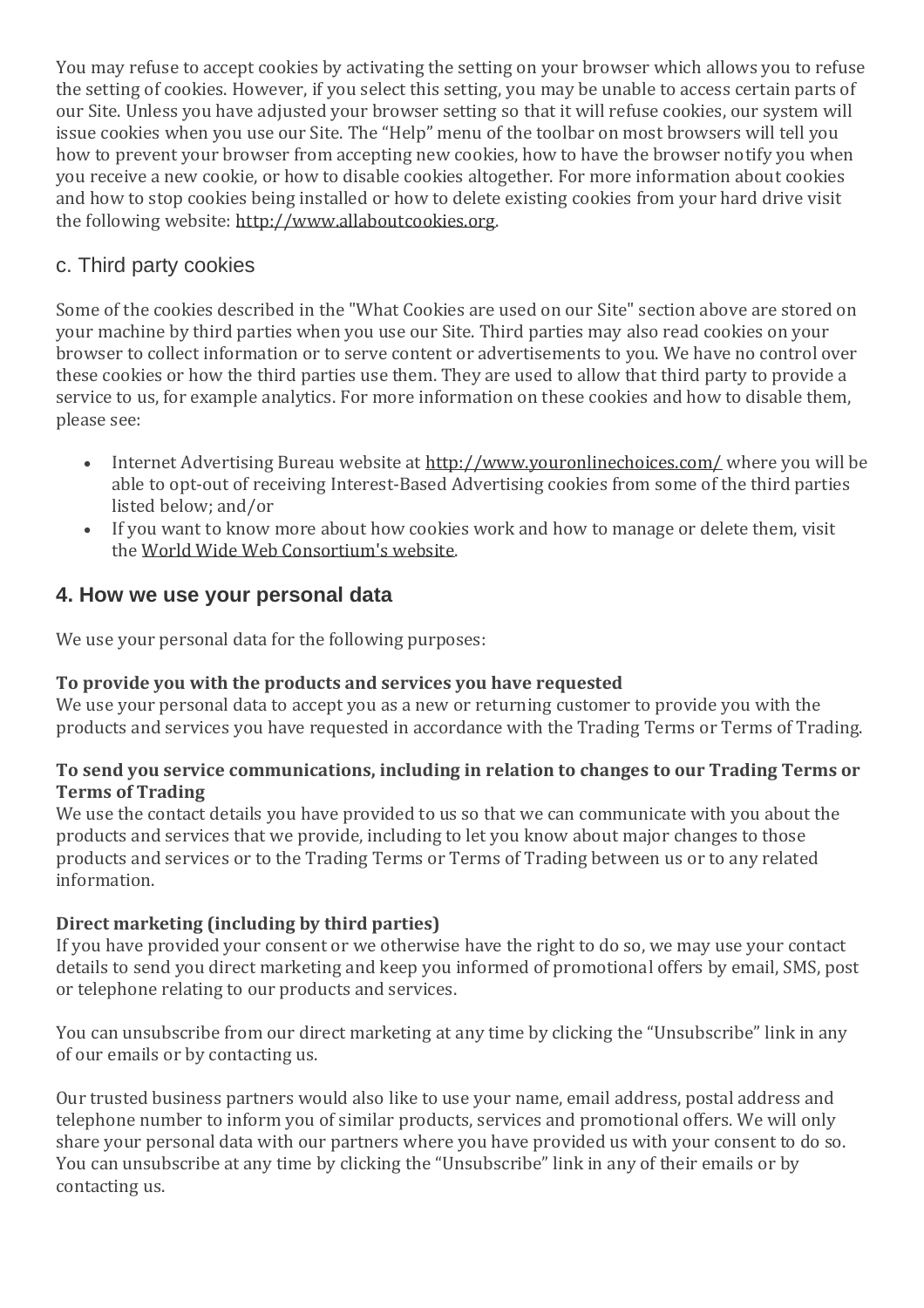You may refuse to accept cookies by activating the setting on your browser which allows you to refuse the setting of cookies. However, if you select this setting, you may be unable to access certain parts of our Site. Unless you have adjusted your browser setting so that it will refuse cookies, our system will issue cookies when you use our Site. The “Help” menu of the toolbar on most browsers will tell you how to prevent your browser from accepting new cookies, how to have the browser notify you when you receive a new cookie, or how to disable cookies altogether. For more information about cookies and how to stop cookies being installed or how to delete existing cookies from your hard drive visit the following website: http://www.allaboutcookies.org.

### c. Third party cookies

Some of the cookies described in the "What Cookies are used on our Site" section above are stored on your machine by third parties when you use our Site. Third parties may also read cookies on your browser to collect information or to serve content or advertisements to you. We have no control over these cookies or how the third parties use them. They are used to allow that third party to provide a service to us, for example analytics. For more information on these cookies and how to disable them, please see:

- Internet Advertising Bureau website at http://www.youronlinechoices.com/ where you will be able to opt-out of receiving Interest-Based Advertising cookies from some of the third parties listed below; and/or
- If you want to know more about how cookies work and how to manage or delete them, visit the World Wide Web Consortium's website.

## 4. How we use your personal data

We use your personal data for the following purposes:

**To provide you with the products and services you have requested**
We use your personal data to accept you as a new or returning customer to provide you with the products and services you have requested in accordance with the Trading Terms or Terms of Trading.

**To send you service communications, including in relation to changes to our Trading Terms or Terms of Trading**
We use the contact details you have provided to us so that we can communicate with you about the products and services that we provide, including to let you know about major changes to those products and services or to the Trading Terms or Terms of Trading between us or to any related information.

**Direct marketing (including by third parties)**
If you have provided your consent or we otherwise have the right to do so, we may use your contact details to send you direct marketing and keep you informed of promotional offers by email, SMS, post or telephone relating to our products and services.

You can unsubscribe from our direct marketing at any time by clicking the “Unsubscribe” link in any of our emails or by contacting us.

Our trusted business partners would also like to use your name, email address, postal address and telephone number to inform you of similar products, services and promotional offers. We will only share your personal data with our partners where you have provided us with your consent to do so. You can unsubscribe at any time by clicking the “Unsubscribe” link in any of their emails or by contacting us.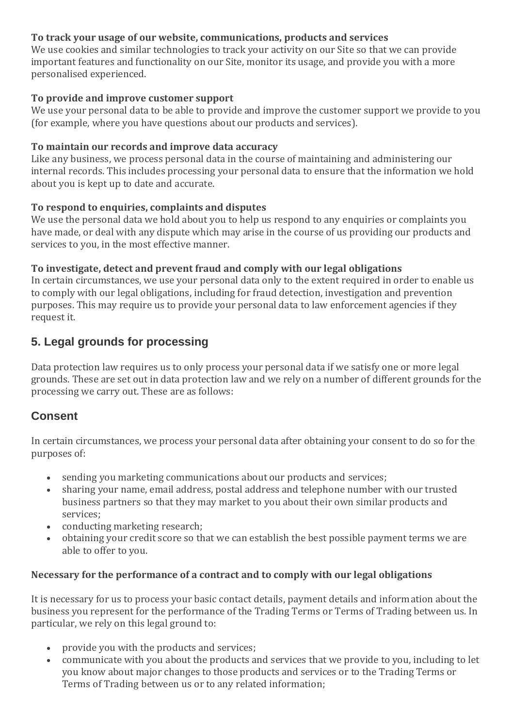**To track your usage of our website, communications, products and services**
We use cookies and similar technologies to track your activity on our Site so that we can provide important features and functionality on our Site, monitor its usage, and provide you with a more personalised experienced.

**To provide and improve customer support**
We use your personal data to be able to provide and improve the customer support we provide to you (for example, where you have questions about our products and services).

**To maintain our records and improve data accuracy**
Like any business, we process personal data in the course of maintaining and administering our internal records. This includes processing your personal data to ensure that the information we hold about you is kept up to date and accurate.

**To respond to enquiries, complaints and disputes**
We use the personal data we hold about you to help us respond to any enquiries or complaints you have made, or deal with any dispute which may arise in the course of us providing our products and services to you, in the most effective manner.

**To investigate, detect and prevent fraud and comply with our legal obligations**
In certain circumstances, we use your personal data only to the extent required in order to enable us to comply with our legal obligations, including for fraud detection, investigation and prevention purposes. This may require us to provide your personal data to law enforcement agencies if they request it.

## 5. Legal grounds for processing

Data protection law requires us to only process your personal data if we satisfy one or more legal grounds. These are set out in data protection law and we rely on a number of different grounds for the processing we carry out. These are as follows:

## Consent

In certain circumstances, we process your personal data after obtaining your consent to do so for the purposes of:

- sending you marketing communications about our products and services;
- sharing your name, email address, postal address and telephone number with our trusted business partners so that they may market to you about their own similar products and services;
- conducting marketing research;
- obtaining your credit score so that we can establish the best possible payment terms we are able to offer to you.

**Necessary for the performance of a contract and to comply with our legal obligations**

It is necessary for us to process your basic contact details, payment details and information about the business you represent for the performance of the Trading Terms or Terms of Trading between us. In particular, we rely on this legal ground to:

- provide you with the products and services;
- communicate with you about the products and services that we provide to you, including to let you know about major changes to those products and services or to the Trading Terms or Terms of Trading between us or to any related information;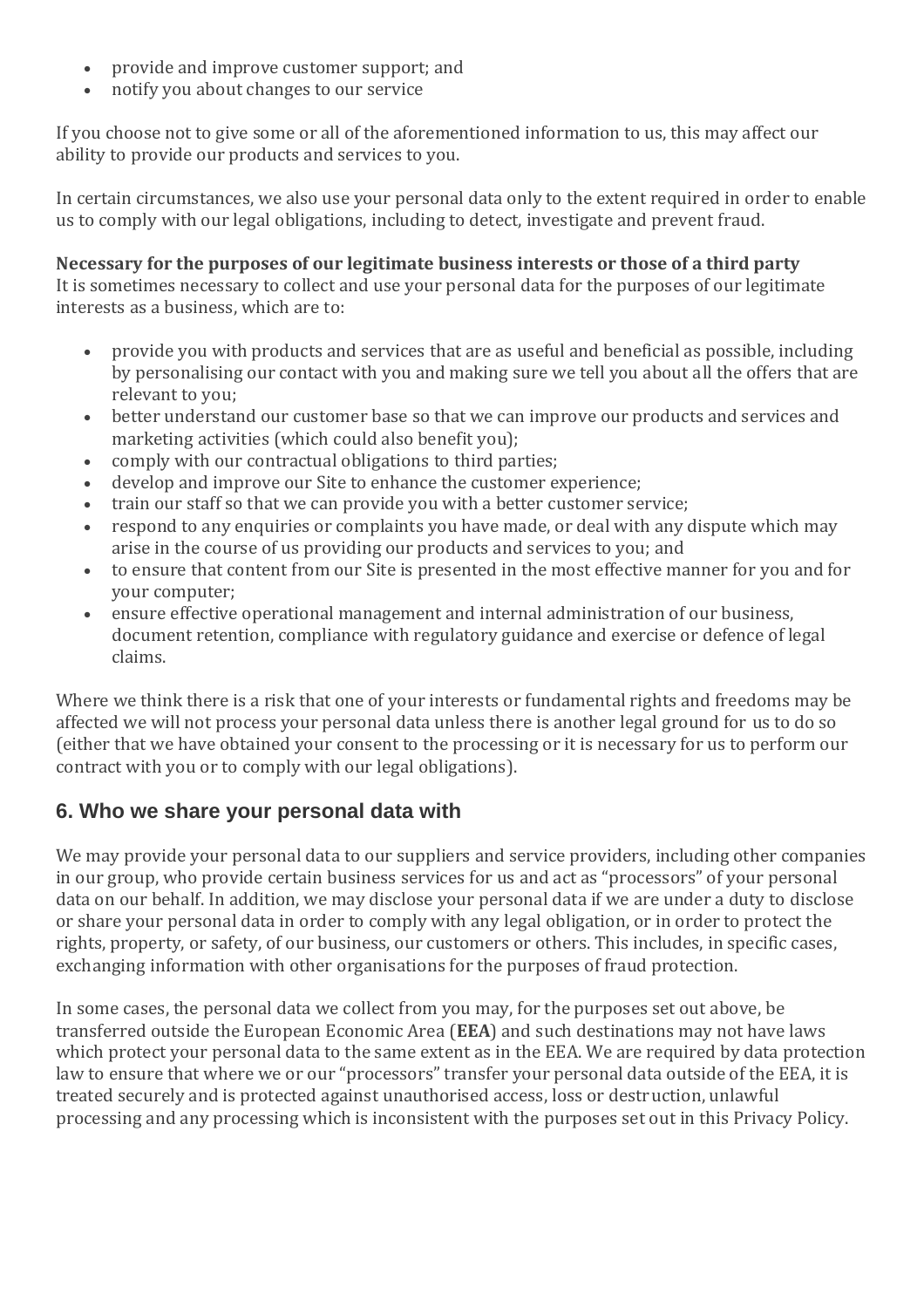- provide and improve customer support; and
- notify you about changes to our service

If you choose not to give some or all of the aforementioned information to us, this may affect our ability to provide our products and services to you.

In certain circumstances, we also use your personal data only to the extent required in order to enable us to comply with our legal obligations, including to detect, investigate and prevent fraud.

**Necessary for the purposes of our legitimate business interests or those of a third party**
It is sometimes necessary to collect and use your personal data for the purposes of our legitimate interests as a business, which are to:

- provide you with products and services that are as useful and beneficial as possible, including by personalising our contact with you and making sure we tell you about all the offers that are relevant to you;
- better understand our customer base so that we can improve our products and services and marketing activities (which could also benefit you);
- comply with our contractual obligations to third parties;
- develop and improve our Site to enhance the customer experience;
- train our staff so that we can provide you with a better customer service;
- respond to any enquiries or complaints you have made, or deal with any dispute which may arise in the course of us providing our products and services to you; and
- to ensure that content from our Site is presented in the most effective manner for you and for your computer;
- ensure effective operational management and internal administration of our business, document retention, compliance with regulatory guidance and exercise or defence of legal claims.

Where we think there is a risk that one of your interests or fundamental rights and freedoms may be affected we will not process your personal data unless there is another legal ground for us to do so (either that we have obtained your consent to the processing or it is necessary for us to perform our contract with you or to comply with our legal obligations).

## 6. Who we share your personal data with

We may provide your personal data to our suppliers and service providers, including other companies in our group, who provide certain business services for us and act as "processors" of your personal data on our behalf. In addition, we may disclose your personal data if we are under a duty to disclose or share your personal data in order to comply with any legal obligation, or in order to protect the rights, property, or safety, of our business, our customers or others. This includes, in specific cases, exchanging information with other organisations for the purposes of fraud protection.

In some cases, the personal data we collect from you may, for the purposes set out above, be transferred outside the European Economic Area (**EEA**) and such destinations may not have laws which protect your personal data to the same extent as in the EEA. We are required by data protection law to ensure that where we or our "processors" transfer your personal data outside of the EEA, it is treated securely and is protected against unauthorised access, loss or destruction, unlawful processing and any processing which is inconsistent with the purposes set out in this Privacy Policy.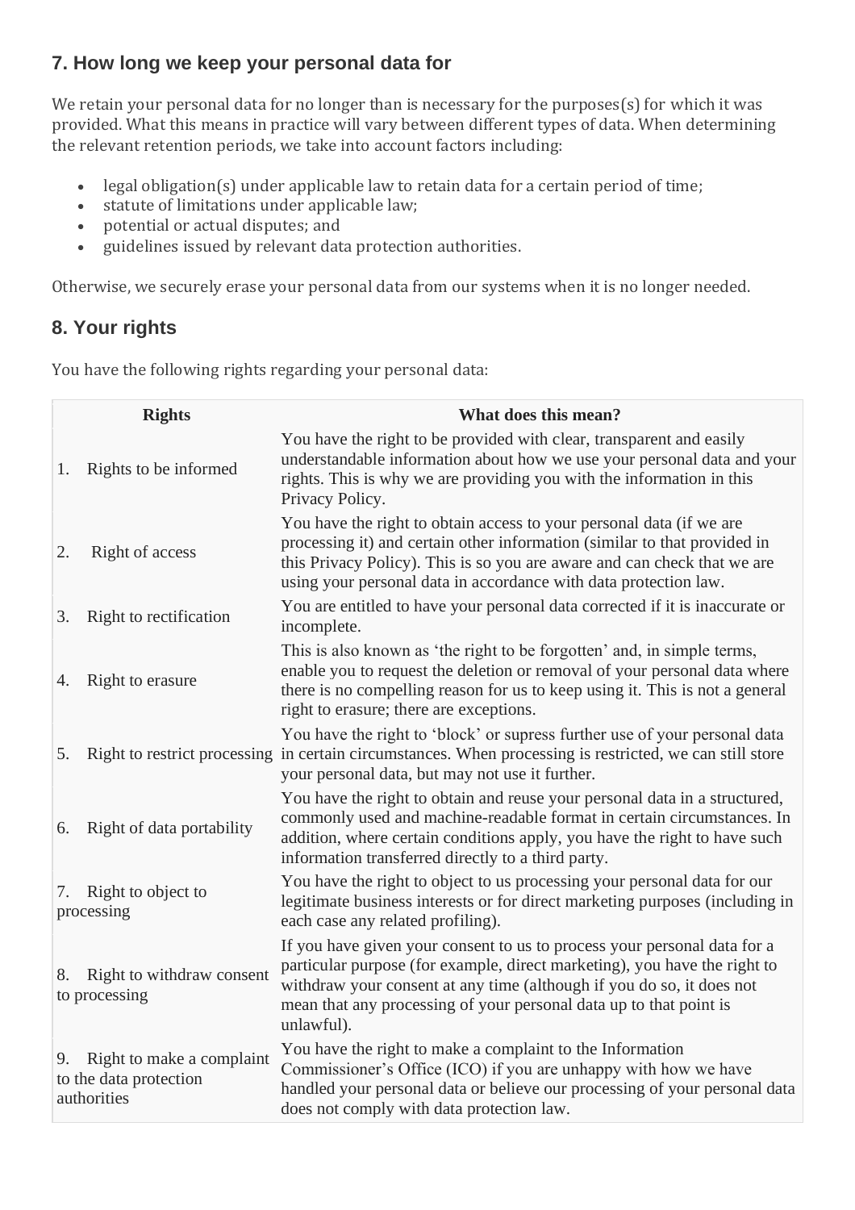## 7. How long we keep your personal data for

We retain your personal data for no longer than is necessary for the purposes(s) for which it was provided. What this means in practice will vary between different types of data. When determining the relevant retention periods, we take into account factors including:

- legal obligation(s) under applicable law to retain data for a certain period of time;
- statute of limitations under applicable law;
- potential or actual disputes; and
- guidelines issued by relevant data protection authorities.

Otherwise, we securely erase your personal data from our systems when it is no longer needed.

## 8. Your rights

You have the following rights regarding your personal data:

| Rights | What does this mean? |
|---|---|
| 1. Rights to be informed | You have the right to be provided with clear, transparent and easily understandable information about how we use your personal data and your rights. This is why we are providing you with the information in this Privacy Policy. |
| 2. Right of access | You have the right to obtain access to your personal data (if we are processing it) and certain other information (similar to that provided in this Privacy Policy). This is so you are aware and can check that we are using your personal data in accordance with data protection law. |
| 3. Right to rectification | You are entitled to have your personal data corrected if it is inaccurate or incomplete. |
| 4. Right to erasure | This is also known as 'the right to be forgotten' and, in simple terms, enable you to request the deletion or removal of your personal data where there is no compelling reason for us to keep using it. This is not a general right to erasure; there are exceptions. |
| 5. Right to restrict processing | You have the right to 'block' or supress further use of your personal data in certain circumstances. When processing is restricted, we can still store your personal data, but may not use it further. |
| 6. Right of data portability | You have the right to obtain and reuse your personal data in a structured, commonly used and machine-readable format in certain circumstances. In addition, where certain conditions apply, you have the right to have such information transferred directly to a third party. |
| 7. Right to object to processing | You have the right to object to us processing your personal data for our legitimate business interests or for direct marketing purposes (including in each case any related profiling). |
| 8. Right to withdraw consent to processing | If you have given your consent to us to process your personal data for a particular purpose (for example, direct marketing), you have the right to withdraw your consent at any time (although if you do so, it does not mean that any processing of your personal data up to that point is unlawful). |
| 9. Right to make a complaint to the data protection authorities | You have the right to make a complaint to the Information Commissioner's Office (ICO) if you are unhappy with how we have handled your personal data or believe our processing of your personal data does not comply with data protection law. |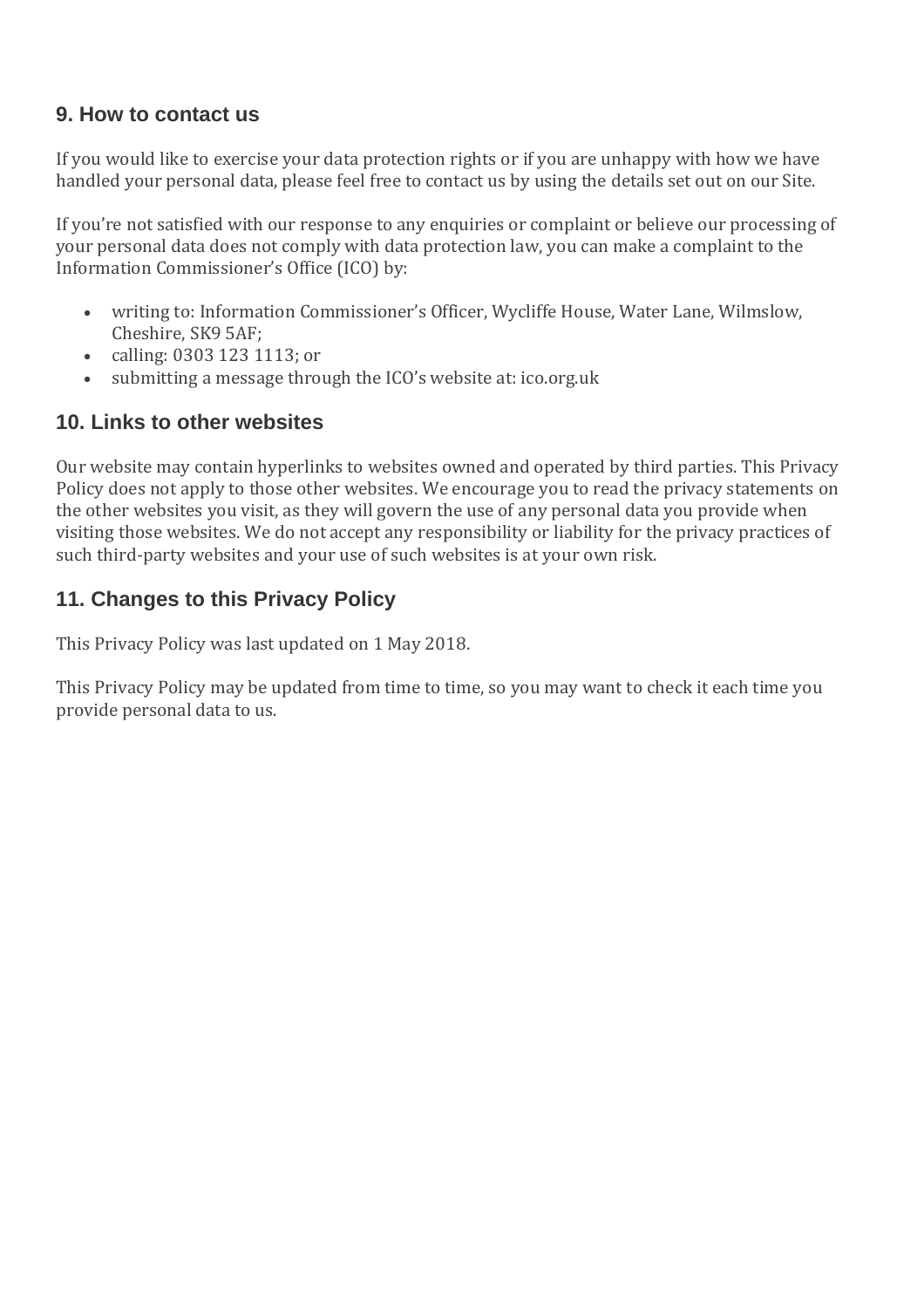## 9. How to contact us

If you would like to exercise your data protection rights or if you are unhappy with how we have handled your personal data, please feel free to contact us by using the details set out on our Site.

If you're not satisfied with our response to any enquiries or complaint or believe our processing of your personal data does not comply with data protection law, you can make a complaint to the Information Commissioner's Office (ICO) by:

- writing to: Information Commissioner's Officer, Wycliffe House, Water Lane, Wilmslow, Cheshire, SK9 5AF;
- calling: 0303 123 1113; or
- submitting a message through the ICO's website at: ico.org.uk

## 10. Links to other websites

Our website may contain hyperlinks to websites owned and operated by third parties. This Privacy Policy does not apply to those other websites. We encourage you to read the privacy statements on the other websites you visit, as they will govern the use of any personal data you provide when visiting those websites. We do not accept any responsibility or liability for the privacy practices of such third-party websites and your use of such websites is at your own risk.

## 11. Changes to this Privacy Policy

This Privacy Policy was last updated on 1 May 2018.

This Privacy Policy may be updated from time to time, so you may want to check it each time you provide personal data to us.